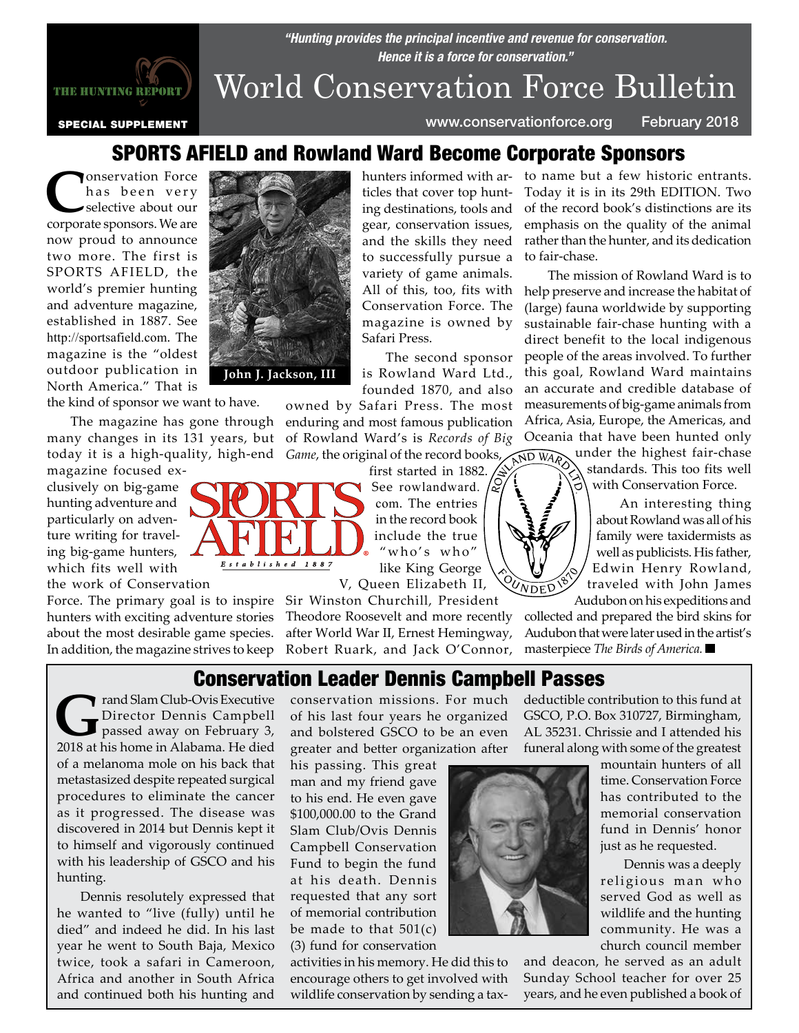*"Hunting provides the principal incentive and revenue for conservation. Hence it is a force for conservation."*

# World Conservation Force Bulletin

THE HUNTING REPORT

SPECIAL SUPPLEMENT

www.conservationforce.org February 2018

## SPORTS AFIELD and Rowland Ward Become Corporate Sponsors

Conservation Force has been very selective about our corporate sponsors. We are now proud to announce two more. The first is SPORTS AFIELD, the world's premier hunting and adventure magazine, established in 1887. See http://sportsafield.com. The magazine is the "oldest outdoor publication in North America." That is the kind of sponsor we want to have.

John J. Jackson, III

The magazine has gone through many changes in its 131 years, but today it is a high-quality, high-end magazine focused exclusively on big-game hunting adventure and particularly on adventure writing for traveling big-game hunters, which fits well with the work of Conservation Force. The primary goal is to inspire hunters with exciting adventure stories about the most desirable game species. In addition, the magazine strives to keep hunters informed with articles that cover top hunting destinations, tools and gear, conservation issues, and the skills they need to successfully pursue a variety of game animals. All of this, too, fits with Conservation Force. The magazine is owned by Safari Press.

The second sponsor is Rowland Ward Ltd., founded 1870, and also owned by Safari Press. The most enduring and most famous publication of Rowland Ward's is *Records of Big Game*, the original of the record books, first started in 1882. See rowlandward.com. The entries in the record book include the true "who's who" like King George V, Queen Elizabeth II, Sir Winston Churchill, President Theodore Roosevelt and more recently after World War II, Ernest Hemingway, Robert Ruark, and Jack O'Connor, to name but a few historic entrants. Today it is in its 29th EDITION. Two of the record book's distinctions are its emphasis on the quality of the animal rather than the hunter, and its dedication to fair-chase.

The mission of Rowland Ward is to help preserve and increase the habitat of (large) fauna worldwide by supporting sustainable fair-chase hunting with a direct benefit to the local indigenous people of the areas involved. To further this goal, Rowland Ward maintains an accurate and credible database of measurements of big-game animals from Africa, Asia, Europe, the Americas, and Oceania that have been hunted only under the highest fair-chase standards. This too fits well with Conservation Force.

An interesting thing about Rowland was all of his family were taxidermists as well as publicists. His father, Edwin Henry Rowland, traveled with John James Audubon on his expeditions and collected and prepared the bird skins for Audubon that were later used in the artist's masterpiece *The Birds of America.* ■

## Conservation Leader Dennis Campbell Passes

Grand Slam Club-Ovis Executive Director Dennis Campbell passed away on February 3, 2018 at his home in Alabama. He died of a melanoma mole on his back that metastasized despite repeated surgical procedures to eliminate the cancer as it progressed. The disease was discovered in 2014 but Dennis kept it to himself and vigorously continued with his leadership of GSCO and his hunting.

Dennis resolutely expressed that he wanted to "live (fully) until he died" and indeed he did. In his last year he went to South Baja, Mexico twice, took a safari in Cameroon, Africa and another in South Africa and continued both his hunting and conservation missions. For much of his last four years he organized and bolstered GSCO to be an even greater and better organization after his passing. This great man and my friend gave to his end. He even gave $100,000.00 to the Grand Slam Club/Ovis Dennis Campbell Conservation Fund to begin the fund at his death. Dennis requested that any sort of memorial contribution be made to that 501(c)(3) fund for conservation activities in his memory. He did this to encourage others to get involved with wildlife conservation by sending a tax-deductible contribution to this fund at GSCO, P.O. Box 310727, Birmingham, AL 35231. Chrissie and I attended his funeral along with some of the greatest mountain hunters of all time. Conservation Force has contributed to the memorial conservation fund in Dennis' honor just as he requested.

Dennis was a deeply religious man who served God as well as wildlife and the hunting community. He was a church council member and deacon, he served as an adult Sunday School teacher for over 25 years, and he even published a book of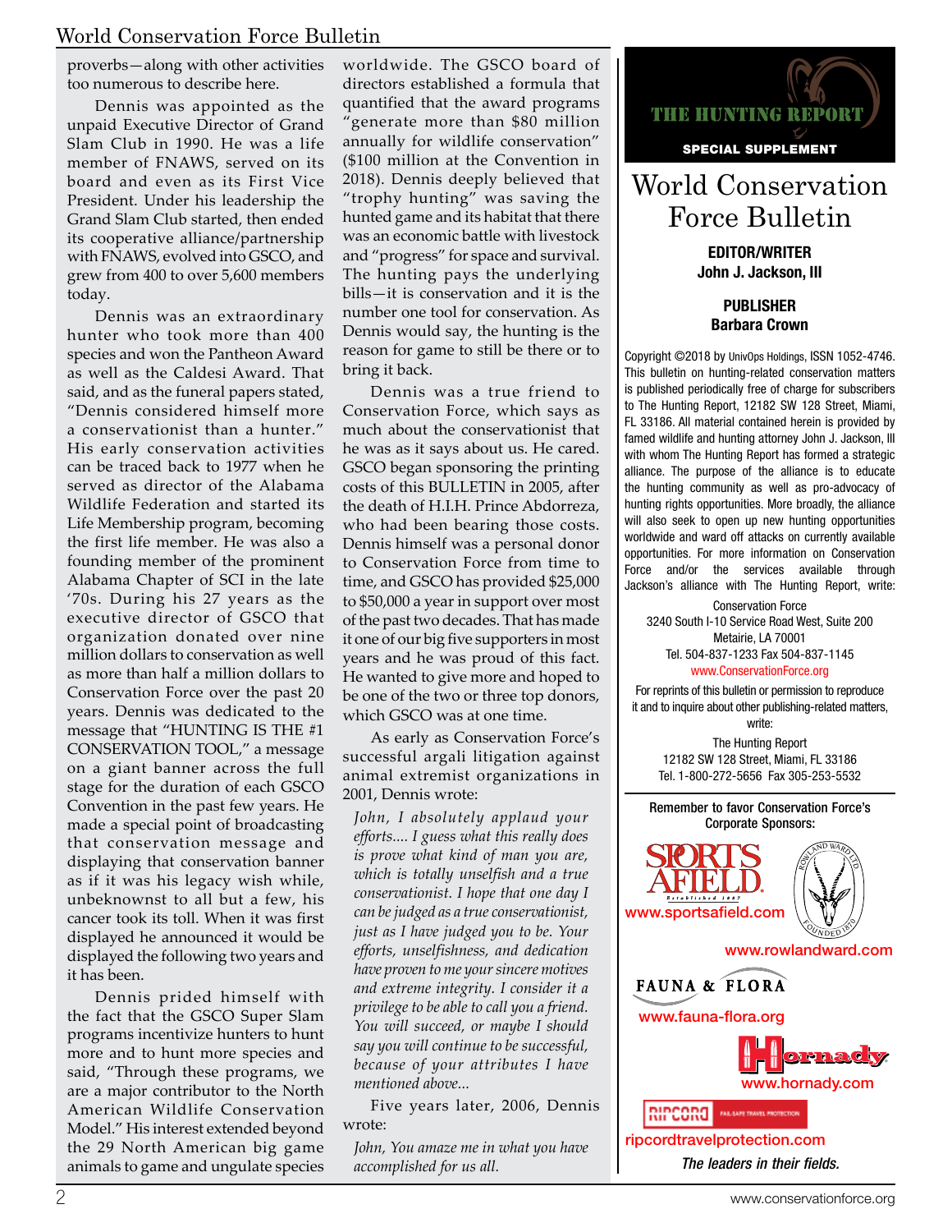proverbs—along with other activities too numerous to describe here.

Dennis was appointed as the unpaid Executive Director of Grand Slam Club in 1990. He was a life member of FNAWS, served on its board and even as its First Vice President. Under his leadership the Grand Slam Club started, then ended its cooperative alliance/partnership with FNAWS, evolved into GSCO, and grew from 400 to over 5,600 members today.

Dennis was an extraordinary hunter who took more than 400 species and won the Pantheon Award as well as the Caldesi Award. That said, and as the funeral papers stated, "Dennis considered himself more a conservationist than a hunter." His early conservation activities can be traced back to 1977 when he served as director of the Alabama Wildlife Federation and started its Life Membership program, becoming the first life member. He was also a founding member of the prominent Alabama Chapter of SCI in the late '70s. During his 27 years as the executive director of GSCO that organization donated over nine million dollars to conservation as well as more than half a million dollars to Conservation Force over the past 20 years. Dennis was dedicated to the message that "HUNTING IS THE #1 CONSERVATION TOOL," a message on a giant banner across the full stage for the duration of each GSCO Convention in the past few years. He made a special point of broadcasting that conservation message and displaying that conservation banner as if it was his legacy wish while, unbeknownst to all but a few, his cancer took its toll. When it was first displayed he announced it would be displayed the following two years and it has been.

Dennis prided himself with the fact that the GSCO Super Slam programs incentivize hunters to hunt more and to hunt more species and said, "Through these programs, we are a major contributor to the North American Wildlife Conservation Model." His interest extended beyond the 29 North American big game animals to game and ungulate species worldwide. The GSCO board of directors established a formula that quantified that the award programs "generate more than $80 million annually for wildlife conservation" ($100 million at the Convention in 2018). Dennis deeply believed that "trophy hunting" was saving the hunted game and its habitat that there was an economic battle with livestock and "progress" for space and survival. The hunting pays the underlying bills—it is conservation and it is the number one tool for conservation. As Dennis would say, the hunting is the reason for game to still be there or to bring it back.

Dennis was a true friend to Conservation Force, which says as much about the conservationist that he was as it says about us. He cared. GSCO began sponsoring the printing costs of this BULLETIN in 2005, after the death of H.I.H. Prince Abdorreza, who had been bearing those costs. Dennis himself was a personal donor to Conservation Force from time to time, and GSCO has provided $25,000 to $50,000 a year in support over most of the past two decades. That has made it one of our big five supporters in most years and he was proud of this fact. He wanted to give more and hoped to be one of the two or three top donors, which GSCO was at one time.

As early as Conservation Force's successful argali litigation against animal extremist organizations in 2001, Dennis wrote:

*John, I absolutely applaud your efforts.... I guess what this really does is prove what kind of man you are, which is totally unselfish and a true conservationist. I hope that one day I can be judged as a true conservationist, just as I have judged you to be. Your efforts, unselfishness, and dedication have proven to me your sincere motives and extreme integrity. I consider it a privilege to be able to call you a friend. You will succeed, or maybe I should say you will continue to be successful, because of your attributes I have mentioned above...*

Five years later, 2006, Dennis wrote:

*John, You amaze me in what you have accomplished for us all.*

---

THE HUNTING REPORT
SPECIAL SUPPLEMENT

# World Conservation Force Bulletin

**EDITOR/WRITER**
**John J. Jackson, III**

**PUBLISHER**
**Barbara Crown**

Copyright ©2018 by UnivOps Holdings, ISSN 1052-4746. This bulletin on hunting-related conservation matters is published periodically free of charge for subscribers to The Hunting Report, 12182 SW 128 Street, Miami, FL 33186. All material contained herein is provided by famed wildlife and hunting attorney John J. Jackson, III with whom The Hunting Report has formed a strategic alliance. The purpose of the alliance is to educate the hunting community as well as pro-advocacy of hunting rights opportunities. More broadly, the alliance will also seek to open up new hunting opportunities worldwide and ward off attacks on currently available opportunities. For more information on Conservation Force and/or the services available through Jackson's alliance with The Hunting Report, write:

Conservation Force
3240 South I-10 Service Road West, Suite 200
Metairie, LA 70001
Tel. 504-837-1233 Fax 504-837-1145
www.ConservationForce.org

For reprints of this bulletin or permission to reproduce it and to inquire about other publishing-related matters, write:

The Hunting Report
12182 SW 128 Street, Miami, FL 33186
Tel. 1-800-272-5656 Fax 305-253-5532

Remember to favor Conservation Force's Corporate Sponsors:

www.sportsafield.com

www.rowlandward.com

www.fauna-flora.org

www.hornady.com

ripcordtravelprotection.com

*The leaders in their fields.*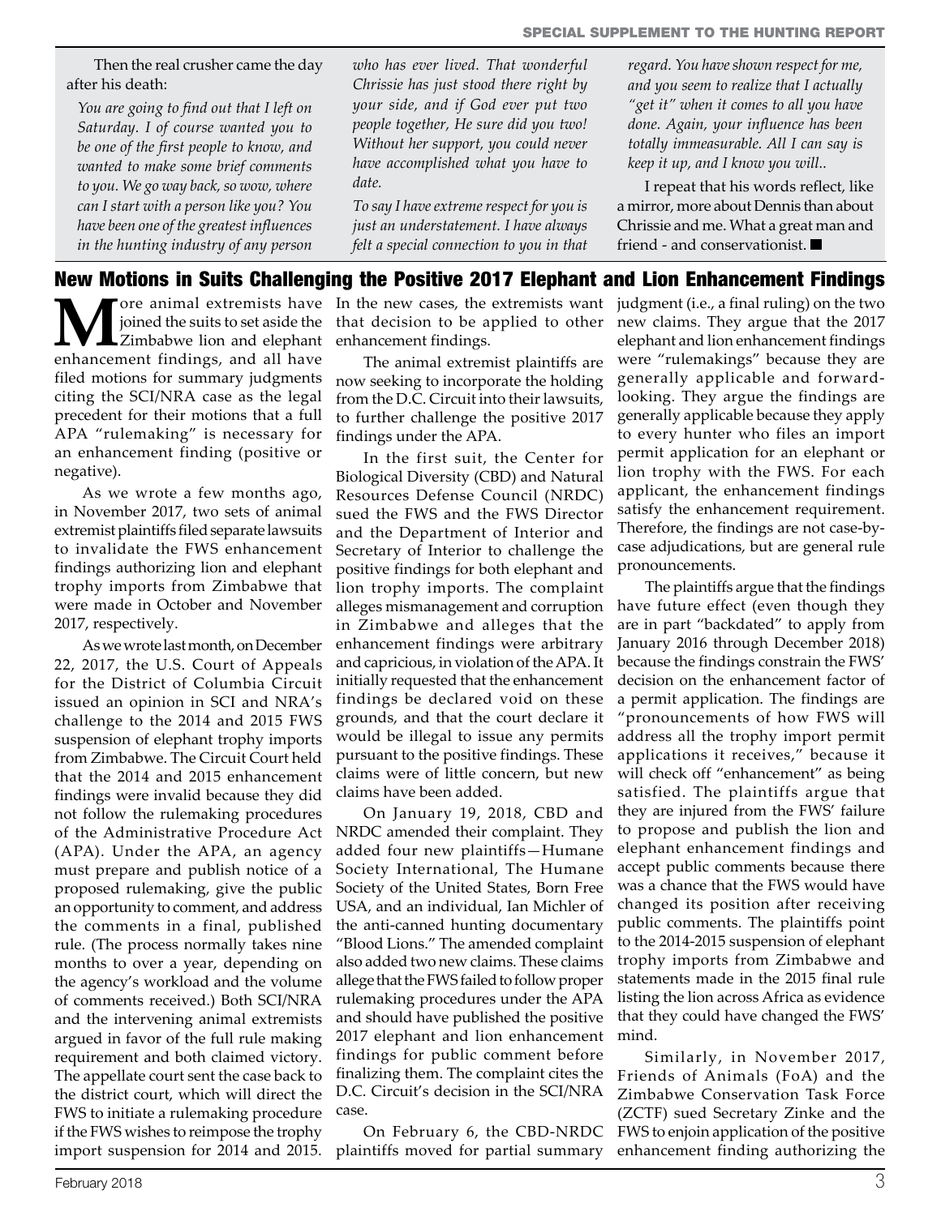Then the real crusher came the day after his death:

*You are going to find out that I left on Saturday. I of course wanted you to be one of the first people to know, and wanted to make some brief comments to you. We go way back, so wow, where can I start with a person like you? You have been one of the greatest influences in the hunting industry of any person who has ever lived. That wonderful Chrissie has just stood there right by your side, and if God ever put two people together, He sure did you two! Without her support, you could never have accomplished what you have to date.*

*To say I have extreme respect for you is just an understatement. I have always felt a special connection to you in that regard. You have shown respect for me, and you seem to realize that I actually "get it" when it comes to all you have done. Again, your influence has been totally immeasurable. All I can say is keep it up, and I know you will..*

I repeat that his words reflect, like a mirror, more about Dennis than about Chrissie and me. What a great man and friend - and conservationist. ■

## New Motions in Suits Challenging the Positive 2017 Elephant and Lion Enhancement Findings

More animal extremists have joined the suits to set aside the Zimbabwe lion and elephant enhancement findings, and all have filed motions for summary judgments citing the SCI/NRA case as the legal precedent for their motions that a full APA "rulemaking" is necessary for an enhancement finding (positive or negative).

As we wrote a few months ago, in November 2017, two sets of animal extremist plaintiffs filed separate lawsuits to invalidate the FWS enhancement findings authorizing lion and elephant trophy imports from Zimbabwe that were made in October and November 2017, respectively.

As we wrote last month, on December 22, 2017, the U.S. Court of Appeals for the District of Columbia Circuit issued an opinion in SCI and NRA's challenge to the 2014 and 2015 FWS suspension of elephant trophy imports from Zimbabwe. The Circuit Court held that the 2014 and 2015 enhancement findings were invalid because they did not follow the rulemaking procedures of the Administrative Procedure Act (APA). Under the APA, an agency must prepare and publish notice of a proposed rulemaking, give the public an opportunity to comment, and address the comments in a final, published rule. (The process normally takes nine months to over a year, depending on the agency's workload and the volume of comments received.) Both SCI/NRA and the intervening animal extremists argued in favor of the full rule making requirement and both claimed victory. The appellate court sent the case back to the district court, which will direct the FWS to initiate a rulemaking procedure if the FWS wishes to reimpose the trophy import suspension for 2014 and 2015. In the new cases, the extremists want that decision to be applied to other enhancement findings.

The animal extremist plaintiffs are now seeking to incorporate the holding from the D.C. Circuit into their lawsuits, to further challenge the positive 2017 findings under the APA.

In the first suit, the Center for Biological Diversity (CBD) and Natural Resources Defense Council (NRDC) sued the FWS and the FWS Director and the Department of Interior and Secretary of Interior to challenge the positive findings for both elephant and lion trophy imports. The complaint alleges mismanagement and corruption in Zimbabwe and alleges that the enhancement findings were arbitrary and capricious, in violation of the APA. It initially requested that the enhancement findings be declared void on these grounds, and that the court declare it would be illegal to issue any permits pursuant to the positive findings. These claims were of little concern, but new claims have been added.

On January 19, 2018, CBD and NRDC amended their complaint. They added four new plaintiffs—Humane Society International, The Humane Society of the United States, Born Free USA, and an individual, Ian Michler of the anti-canned hunting documentary "Blood Lions." The amended complaint also added two new claims. These claims allege that the FWS failed to follow proper rulemaking procedures under the APA and should have published the positive 2017 elephant and lion enhancement findings for public comment before finalizing them. The complaint cites the D.C. Circuit's decision in the SCI/NRA case.

On February 6, the CBD-NRDC plaintiffs moved for partial summary judgment (i.e., a final ruling) on the two new claims. They argue that the 2017 elephant and lion enhancement findings were "rulemakings" because they are generally applicable and forward-looking. They argue the findings are generally applicable because they apply to every hunter who files an import permit application for an elephant or lion trophy with the FWS. For each applicant, the enhancement findings satisfy the enhancement requirement. Therefore, the findings are not case-by-case adjudications, but are general rule pronouncements.

The plaintiffs argue that the findings have future effect (even though they are in part "backdated" to apply from January 2016 through December 2018) because the findings constrain the FWS' decision on the enhancement factor of a permit application. The findings are "pronouncements of how FWS will address all the trophy import permit applications it receives," because it will check off "enhancement" as being satisfied. The plaintiffs argue that they are injured from the FWS' failure to propose and publish the lion and elephant enhancement findings and accept public comments because there was a chance that the FWS would have changed its position after receiving public comments. The plaintiffs point to the 2014-2015 suspension of elephant trophy imports from Zimbabwe and statements made in the 2015 final rule listing the lion across Africa as evidence that they could have changed the FWS' mind.

Similarly, in November 2017, Friends of Animals (FoA) and the Zimbabwe Conservation Task Force (ZCTF) sued Secretary Zinke and the FWS to enjoin application of the positive enhancement finding authorizing the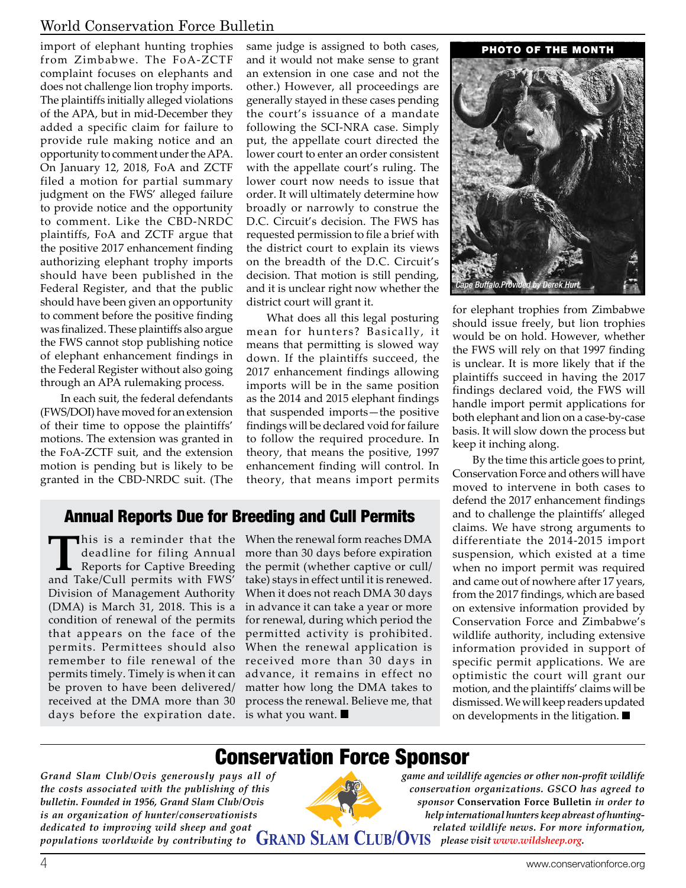import of elephant hunting trophies from Zimbabwe. The FoA-ZCTF complaint focuses on elephants and does not challenge lion trophy imports. The plaintiffs initially alleged violations of the APA, but in mid-December they added a specific claim for failure to provide rule making notice and an opportunity to comment under the APA. On January 12, 2018, FoA and ZCTF filed a motion for partial summary judgment on the FWS' alleged failure to provide notice and the opportunity to comment. Like the CBD-NRDC plaintiffs, FoA and ZCTF argue that the positive 2017 enhancement finding authorizing elephant trophy imports should have been published in the Federal Register, and that the public should have been given an opportunity to comment before the positive finding was finalized. These plaintiffs also argue the FWS cannot stop publishing notice of elephant enhancement findings in the Federal Register without also going through an APA rulemaking process.

In each suit, the federal defendants (FWS/DOI) have moved for an extension of their time to oppose the plaintiffs' motions. The extension was granted in the FoA-ZCTF suit, and the extension motion is pending but is likely to be granted in the CBD-NRDC suit. (The same judge is assigned to both cases, and it would not make sense to grant an extension in one case and not the other.) However, all proceedings are generally stayed in these cases pending the court's issuance of a mandate following the SCI-NRA case. Simply put, the appellate court directed the lower court to enter an order consistent with the appellate court's ruling. The lower court now needs to issue that order. It will ultimately determine how broadly or narrowly to construe the D.C. Circuit's decision. The FWS has requested permission to file a brief with the district court to explain its views on the breadth of the D.C. Circuit's decision. That motion is still pending, and it is unclear right now whether the district court will grant it.

What does all this legal posturing mean for hunters? Basically, it means that permitting is slowed way down. If the plaintiffs succeed, the 2017 enhancement findings allowing imports will be in the same position as the 2014 and 2015 elephant findings that suspended imports—the positive findings will be declared void for failure to follow the required procedure. In theory, that means the positive, 1997 enhancement finding will control. In theory, that means import permits for elephant trophies from Zimbabwe should issue freely, but lion trophies would be on hold. However, whether the FWS will rely on that 1997 finding is unclear. It is more likely that if the plaintiffs succeed in having the 2017 findings declared void, the FWS will handle import permit applications for both elephant and lion on a case-by-case basis. It will slow down the process but keep it inching along.

By the time this article goes to print, Conservation Force and others will have moved to intervene in both cases to defend the 2017 enhancement findings and to challenge the plaintiffs' alleged claims. We have strong arguments to differentiate the 2014-2015 import suspension, which existed at a time when no import permit was required and came out of nowhere after 17 years, from the 2017 findings, which are based on extensive information provided by Conservation Force and Zimbabwe's wildlife authority, including extensive information provided in support of specific permit applications. We are optimistic the court will grant our motion, and the plaintiffs' claims will be dismissed. We will keep readers updated on developments in the litigation. ■

**PHOTO OF THE MONTH**

*Cape Buffalo. Provided by Derek Hurt.*

## Annual Reports Due for Breeding and Cull Permits

This is a reminder that the deadline for filing Annual Reports for Captive Breeding and Take/Cull permits with FWS' Division of Management Authority (DMA) is March 31, 2018. This is a condition of renewal of the permits that appears on the face of the permits. Permittees should also remember to file renewal of the permits timely. Timely is when it can be proven to have been delivered/received at the DMA more than 30 days before the expiration date. When the renewal form reaches DMA more than 30 days before expiration the permit (whether captive or cull/take) stays in effect until it is renewed. When it does not reach DMA 30 days in advance it can take a year or more for renewal, during which period the permitted activity is prohibited. When the renewal application is received more than 30 days in advance, it remains in effect no matter how long the DMA takes to process the renewal. Believe me, that is what you want. ■

## Conservation Force Sponsor

*Grand Slam Club/Ovis generously pays all of the costs associated with the publishing of this bulletin. Founded in 1956, Grand Slam Club/Ovis is an organization of hunter/conservationists dedicated to improving wild sheep and goat populations worldwide by contributing to game and wildlife agencies or other non-profit wildlife conservation organizations. GSCO has agreed to sponsor* **Conservation Force Bulletin** *in order to help international hunters keep abreast of hunting-related wildlife news. For more information, please visit www.wildsheep.org.*

GRAND SLAM CLUB/OVIS